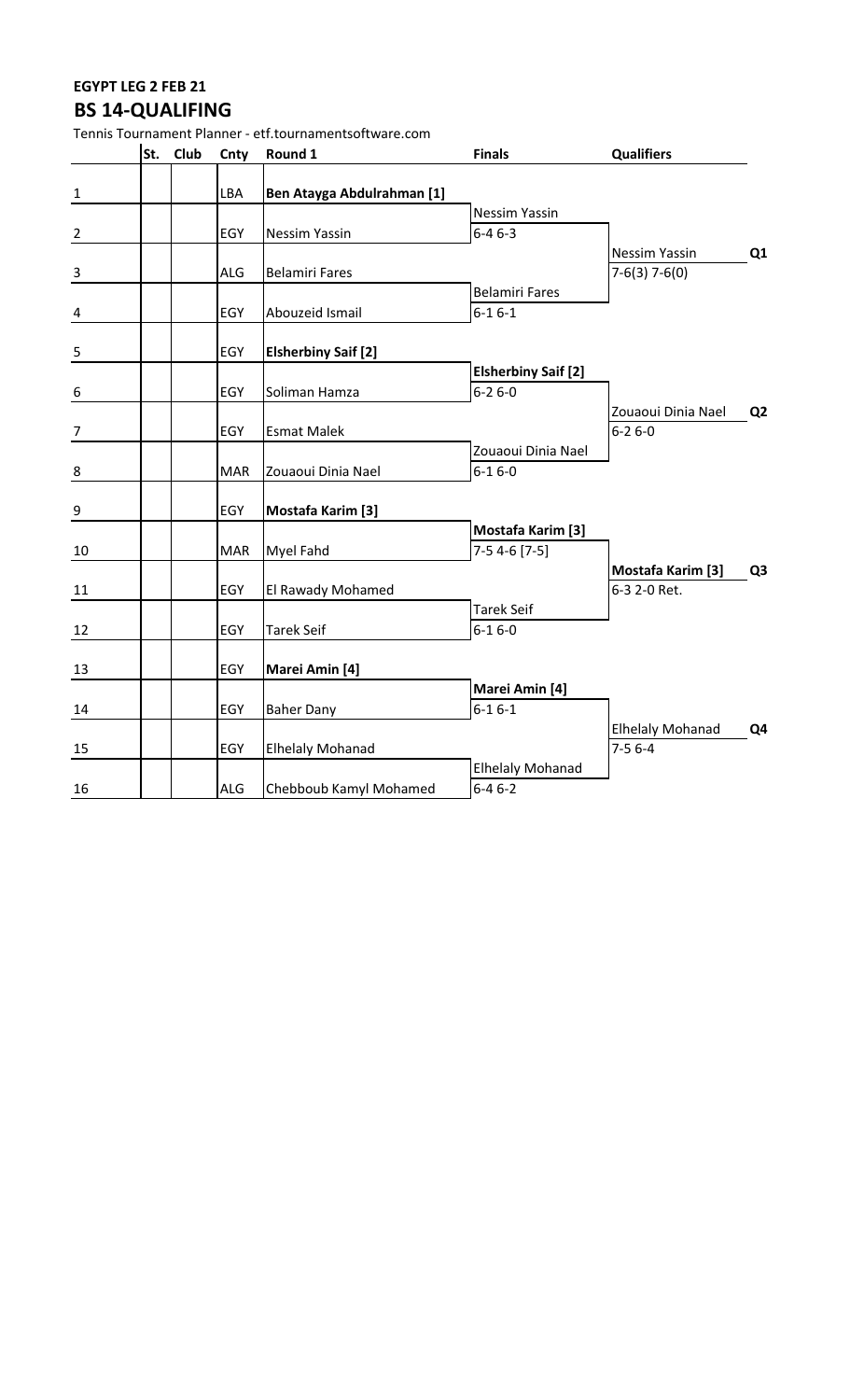**EGYPT LEG 2 FEB 21**

## BS 14-QUALIFING

Tennis Tournament Planner - etf.tournamentsoftware.com

| | St. | Club | Cnty | Round 1 | Finals | Qualifiers | |
|---|---|---|---|---|---|---|---|
| 1 | | | LBA | **Ben Atayga Abdulrahman [1]** | | | |
| | | | | | Nessim Yassin | | |
| 2 | | | EGY | Nessim Yassin | 6-4 6-3 | | |
| | | | | | | Nessim Yassin | **Q1** |
| 3 | | | ALG | Belamiri Fares | | 7-6(3) 7-6(0) | |
| | | | | | Belamiri Fares | | |
| 4 | | | EGY | Abouzeid Ismail | 6-1 6-1 | | |
| 5 | | | EGY | **Elsherbiny Saif [2]** | | | |
| | | | | | **Elsherbiny Saif [2]** | | |
| 6 | | | EGY | Soliman Hamza | 6-2 6-0 | | |
| | | | | | | Zouaoui Dinia Nael | **Q2** |
| 7 | | | EGY | Esmat Malek | | 6-2 6-0 | |
| | | | | | Zouaoui Dinia Nael | | |
| 8 | | | MAR | Zouaoui Dinia Nael | 6-1 6-0 | | |
| 9 | | | EGY | **Mostafa Karim [3]** | | | |
| | | | | | **Mostafa Karim [3]** | | |
| 10 | | | MAR | Myel Fahd | 7-5 4-6 [7-5] | | |
| | | | | | | **Mostafa Karim [3]** | **Q3** |
| 11 | | | EGY | El Rawady Mohamed | | 6-3 2-0 Ret. | |
| | | | | | Tarek Seif | | |
| 12 | | | EGY | Tarek Seif | 6-1 6-0 | | |
| 13 | | | EGY | **Marei Amin [4]** | | | |
| | | | | | **Marei Amin [4]** | | |
| 14 | | | EGY | Baher Dany | 6-1 6-1 | | |
| | | | | | | Elhelaly Mohanad | **Q4** |
| 15 | | | EGY | Elhelaly Mohanad | | 7-5 6-4 | |
| | | | | | Elhelaly Mohanad | | |
| 16 | | | ALG | Chebboub Kamyl Mohamed | 6-4 6-2 | | |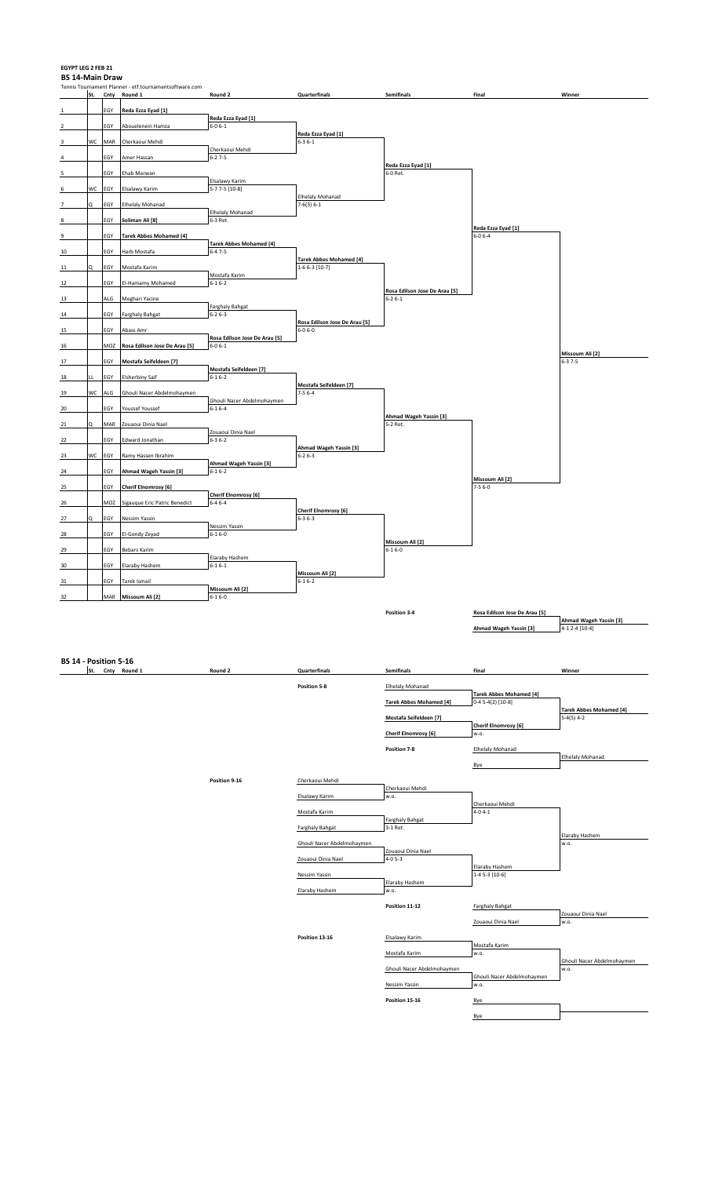**EGYPT LEG 2 FEB 21**

## BS 14-Main Draw

Tennis Tournament Planner - etf.tournamentsoftware.com

| | St. | Cnty | Round 1 | Round 2 | Quarterfinals | Semifinals | Final | Winner |
|---|---|---|---|---|---|---|---|---|
| 1 | | EGY | **Reda Ezza Eyad [1]** | | | | | |
| | | | | **Reda Ezza Eyad [1]** 6-0 6-1 | | | | |
| 2 | | EGY | Abouelenein Hamza | | | | | |
| | | | | | **Reda Ezza Eyad [1]** 6-3 6-1 | | | |
| 3 | WC | MAR | Cherkaoui Mehdi | | | | | |
| | | | | Cherkaoui Mehdi 6-2 7-5 | | | | |
| 4 | | EGY | Amer Hassan | | | | | |
| | | | | | | **Reda Ezza Eyad [1]** 6-0 Ret. | | |
| 5 | | EGY | Ehab Marwan | | | | | |
| | | | | Elsalawy Karim 5-7 7-5 [10-8] | | | | |
| 6 | WC | EGY | Elsalawy Karim | | | | | |
| | | | | | Elhelaly Mohanad 7-6(3) 6-1 | | | |
| 7 | Q | EGY | Elhelaly Mohanad | | | | | |
| | | | | Elhelaly Mohanad 6-3 Ret. | | | | |
| 8 | | EGY | Soliman Ali [8] | | | | | |
| | | | | | | | **Reda Ezza Eyad [1]** 6-0 6-4 | |
| 9 | | EGY | **Tarek Abbes Mohamed [4]** | | | | | |
| | | | | **Tarek Abbes Mohamed [4]** 6-4 7-5 | | | | |
| 10 | | EGY | Harb Mostafa | | | | | |
| | | | | | **Tarek Abbes Mohamed [4]** 1-6 6-3 [10-7] | | | |
| 11 | Q | EGY | Mostafa Karim | | | | | |
| | | | | Mostafa Karim 6-1 6-2 | | | | |
| 12 | | EGY | El-Hamamy Mohamed | | | | | |
| | | | | | | **Rosa Edilson Jose De Arau [5]** 6-2 6-1 | | |
| 13 | | ALG | Meghari Yacine | | | | | |
| | | | | Farghaly Bahgat 6-2 6-3 | | | | |
| 14 | | EGY | Farghaly Bahgat | | | | | |
| | | | | | **Rosa Edilson Jose De Arau [5]** 6-0 6-0 | | | |
| 15 | | EGY | Abass Amr | | | | | |
| | | | | **Rosa Edilson Jose De Arau [5]** 6-0 6-1 | | | | |
| 16 | | MOZ | **Rosa Edilson Jose De Arau [5]** | | | | | |
| | | | | | | | | **Missoum Ali [2]** 6-3 7-5 |
| 17 | | EGY | **Mostafa Seifeldeen [7]** | | | | | |
| | | | | **Mostafa Seifeldeen [7]** 6-1 6-2 | | | | |
| 18 | LL | EGY | Elsherbiny Saif | | | | | |
| | | | | | **Mostafa Seifeldeen [7]** 7-5 6-4 | | | |
| 19 | WC | ALG | Ghouli Nacer Abdelmohaymen | | | | | |
| | | | | Ghouli Nacer Abdelmohaymen 6-1 6-4 | | | | |
| 20 | | EGY | Youssef Youssef | | | | | |
| | | | | | | **Ahmad Wageh Yassin [3]** 5-2 Ret. | | |
| 21 | Q | MAR | Zouaoui Dinia Nael | | | | | |
| | | | | Zouaoui Dinia Nael 6-3 6-2 | | | | |
| 22 | | EGY | Edward Jonathan | | | | | |
| | | | | | **Ahmad Wageh Yassin [3]** 6-2 6-3 | | | |
| 23 | WC | EGY | Ramy Hassen Ibrahim | | | | | |
| | | | | **Ahmad Wageh Yassin [3]** 6-1 6-2 | | | | |
| 24 | | EGY | **Ahmad Wageh Yassin [3]** | | | | | |
| | | | | | | | **Missoum Ali [2]** 7-5 6-0 | |
| 25 | | EGY | **Cherif Elnomrosy [6]** | | | | | |
| | | | | **Cherif Elnomrosy [6]** 6-4 6-4 | | | | |
| 26 | | MOZ | Sigauque Eric Patric Benedict | | | | | |
| | | | | | **Cherif Elnomrosy [6]** 6-3 6-3 | | | |
| 27 | Q | EGY | Nessim Yassin | | | | | |
| | | | | Nessim Yassin 6-1 6-0 | | | | |
| 28 | | EGY | El-Gendy Zeyad | | | | | |
| | | | | | | **Missoum Ali [2]** 6-1 6-0 | | |
| 29 | | EGY | Bebars Karim | | | | | |
| | | | | Elaraby Hashem 6-1 6-1 | | | | |
| 30 | | EGY | Elaraby Hashem | | | | | |
| | | | | | **Missoum Ali [2]** 6-1 6-2 | | | |
| 31 | | EGY | Tarek Ismail | | | | | |
| | | | | **Missoum Ali [2]** 6-1 6-0 | | | | |
| 32 | | MAR | **Missoum Ali [2]** | | | | | |

**Position 3-4**

| Final | Winner |
|---|---|
| **Rosa Edilson Jose De Arau [5]** | |
| | **Ahmad Wageh Yassin [3]** 4-1 2-4 [10-4] |
| **Ahmad Wageh Yassin [3]** | |

## BS 14 - Position 5-16

**Position 5-8**

| Semifinals | Final | Winner |
|---|---|---|
| Elhelaly Mohanad | | |
| | **Tarek Abbes Mohamed [4]** 0-4 5-4(2) [10-8] | |
| **Tarek Abbes Mohamed [4]** | | |
| | | **Tarek Abbes Mohamed [4]** 5-4(5) 4-2 |
| **Mostafa Seifeldeen [7]** | | |
| | **Cherif Elnomrosy [6]** w.o. | |
| **Cherif Elnomrosy [6]** | | |

**Position 7-8**

| Final | Winner |
|---|---|
| Elhelaly Mohanad | |
| | Elhelaly Mohanad |
| Bye | |

**Position 9-16**

| Quarterfinals | Semifinals | Final | Winner |
|---|---|---|---|
| Cherkaoui Mehdi | | | |
| | Cherkaoui Mehdi w.o. | | |
| Elsalawy Karim | | | |
| | | Cherkaoui Mehdi 4-0 4-1 | |
| Mostafa Karim | | | |
| | Farghaly Bahgat 3-1 Ret. | | |
| Farghaly Bahgat | | | |
| | | | Elaraby Hashem w.o. |
| Ghouli Nacer Abdelmohaymen | | | |
| | Zouaoui Dinia Nael 4-0 5-3 | | |
| Zouaoui Dinia Nael | | | |
| | | Elaraby Hashem 1-4 5-3 [10-6] | |
| Nessim Yassin | | | |
| | Elaraby Hashem w.o. | | |
| Elaraby Hashem | | | |

**Position 11-12**

| Final | Winner |
|---|---|
| Farghaly Bahgat | |
| | Zouaoui Dinia Nael w.o. |
| Zouaoui Dinia Nael | |

**Position 13-16**

| Semifinals | Final | Winner |
|---|---|---|
| Elsalawy Karim | | |
| | Mostafa Karim w.o. | |
| Mostafa Karim | | |
| | | Ghouli Nacer Abdelmohaymen w.o. |
| Ghouli Nacer Abdelmohaymen | | |
| | Ghouli Nacer Abdelmohaymen w.o. | |
| Nessim Yassin | | |

**Position 15-16**

| Final | Winner |
|---|---|
| Bye | |
| | |
| Bye | |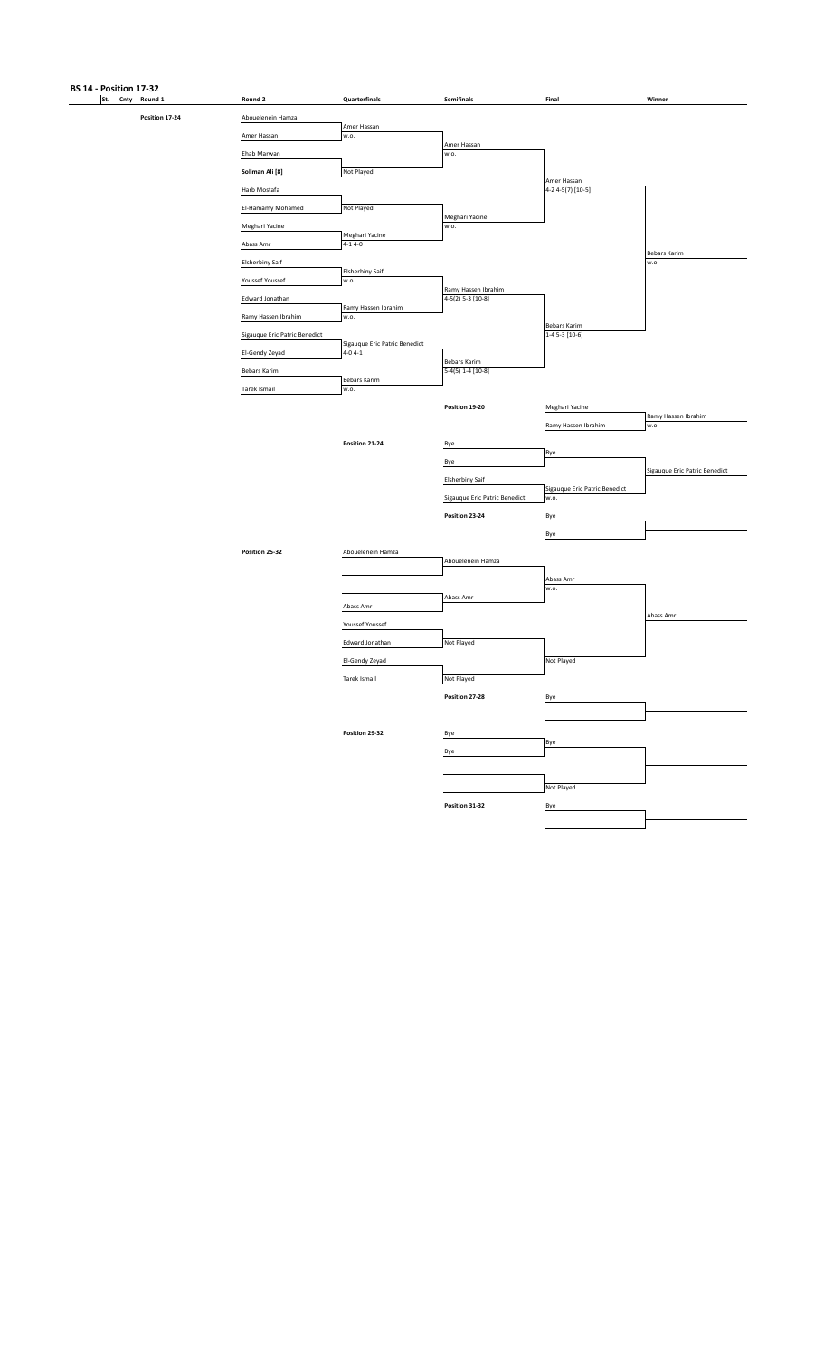## BS 14 - Position 17-32

| St. | Cnty | Round 1 | Round 2 | Quarterfinals | Semifinals | Final | Winner |
|---|---|---|---|---|---|---|---|

### Position 17-24

| Round 2 | Quarterfinals | Semifinals | Final | Winner |
|---|---|---|---|---|
| Abouelenein Hamza | | | | |
| | Amer Hassan w.o. | | | |
| Amer Hassan | | | | |
| | | Amer Hassan w.o. | | |
| Ehab Marwan | | | | |
| | Not Played | | | |
| **Soliman Ali [8]** | | | | |
| | | | Amer Hassan 4-2 4-5(7) [10-5] | |
| Harb Mostafa | | | | |
| | Not Played | | | |
| El-Hamamy Mohamed | | | | |
| | | Meghari Yacine w.o. | | |
| Meghari Yacine | | | | |
| | Meghari Yacine 4-1 4-0 | | | |
| Abass Amr | | | | |
| | | | | Bebars Karim w.o. |
| Elsherbiny Saif | | | | |
| | Elsherbiny Saif w.o. | | | |
| Youssef Youssef | | | | |
| | | Ramy Hassen Ibrahim 4-5(2) 5-3 [10-8] | | |
| Edward Jonathan | | | | |
| | Ramy Hassen Ibrahim w.o. | | | |
| Ramy Hassen Ibrahim | | | | |
| | | | Bebars Karim 1-4 5-3 [10-6] | |
| Sigauque Eric Patric Benedict | | | | |
| | Sigauque Eric Patric Benedict 4-0 4-1 | | | |
| El-Gendy Zeyad | | | | |
| | | Bebars Karim 5-4(5) 1-4 [10-8] | | |
| Bebars Karim | | | | |
| | Bebars Karim w.o. | | | |
| Tarek Ismail | | | | |

### Position 19-20

| Final | Winner |
|---|---|
| Meghari Yacine | |
| | Ramy Hassen Ibrahim w.o. |
| Ramy Hassen Ibrahim | |

### Position 21-24

| Semifinals | Final | Winner |
|---|---|---|
| Bye | | |
| | Bye | |
| Bye | | |
| | | Sigauque Eric Patric Benedict |
| Elsherbiny Saif | | |
| | Sigauque Eric Patric Benedict w.o. | |
| Sigauque Eric Patric Benedict | | |

### Position 23-24

| Final | Winner |
|---|---|
| Bye | |
| | |
| Bye | |

### Position 25-32

| Quarterfinals | Semifinals | Final | Winner |
|---|---|---|---|
| Abouelenein Hamza | | | |
| | Abouelenein Hamza | | |
| | | | |
| | | Abass Amr w.o. | |
| | | | |
| | Abass Amr | | |
| Abass Amr | | | |
| | | | Abass Amr |
| Youssef Youssef | | | |
| | Not Played | | |
| Edward Jonathan | | | |
| | | Not Played | |
| El-Gendy Zeyad | | | |
| | Not Played | | |
| Tarek Ismail | | | |

### Position 27-28

| Final | Winner |
|---|---|
| Bye | |
| | |
| | |

### Position 29-32

| Semifinals | Final | Winner |
|---|---|---|
| Bye | | |
| | Bye | |
| Bye | | |
| | | |
| | | |
| | Not Played | |
| | | |

### Position 31-32

| Final | Winner |
|---|---|
| Bye | |
| | |
| | |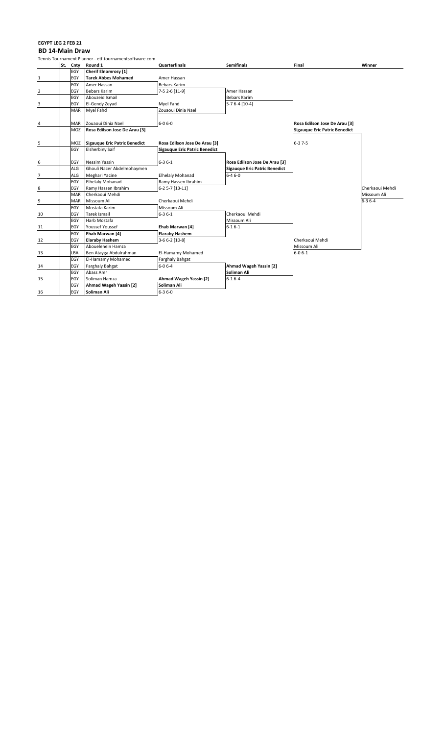**EGYPT LEG 2 FEB 21**

**BD 14-Main Draw**

Tennis Tournament Planner - etf.tournamentsoftware.com

| | St. | Cnty | Round 1 | Quarterfinals | Semifinals | Final | Winner |
|---|---|---|---|---|---|---|---|
| | | EGY | **Cherif Elnomrosy [1]** | | | | |
| 1 | | EGY | **Tarek Abbes Mohamed** | Amer Hassan | | | |
| | | EGY | Amer Hassan | Bebars Karim | | | |
| 2 | | EGY | Bebars Karim | 7-5 2-6 [11-9] | Amer Hassan | | |
| | | EGY | Abouzeid Ismail | | Bebars Karim | | |
| 3 | | EGY | El-Gendy Zeyad | Myel Fahd | 5-7 6-4 [10-4] | | |
| | | MAR | Myel Fahd | Zouaoui Dinia Nael | | | |
| 4 | | MAR | Zouaoui Dinia Nael | 6-0 6-0 | | **Rosa Edilson Jose De Arau [3]** | |
| | | MOZ | **Rosa Edilson Jose De Arau [3]** | | | **Sigauque Eric Patric Benedict** | |
| 5 | | MOZ | **Sigauque Eric Patric Benedict** | **Rosa Edilson Jose De Arau [3]** | | 6-3 7-5 | |
| | | EGY | Elsherbiny Saif | **Sigauque Eric Patric Benedict** | | | |
| 6 | | EGY | Nessim Yassin | 6-3 6-1 | **Rosa Edilson Jose De Arau [3]** | | |
| | | ALG | Ghouli Nacer Abdelmohaymen | | **Sigauque Eric Patric Benedict** | | |
| 7 | | ALG | Meghari Yacine | Elhelaly Mohanad | 6-4 6-0 | | |
| | | EGY | Elhelaly Mohanad | Ramy Hassen Ibrahim | | | |
| 8 | | EGY | Ramy Hassen Ibrahim | 6-2 5-7 [13-11] | | | Cherkaoui Mehdi |
| | | MAR | Cherkaoui Mehdi | | | | Missoum Ali |
| 9 | | MAR | Missoum Ali | Cherkaoui Mehdi | | | 6-3 6-4 |
| | | EGY | Mostafa Karim | Missoum Ali | | | |
| 10 | | EGY | Tarek Ismail | 6-3 6-1 | Cherkaoui Mehdi | | |
| | | EGY | Harb Mostafa | | Missoum Ali | | |
| 11 | | EGY | Youssef Youssef | **Ehab Marwan [4]** | 6-1 6-1 | | |
| | | EGY | **Ehab Marwan [4]** | **Elaraby Hashem** | | | |
| 12 | | EGY | **Elaraby Hashem** | 3-6 6-2 [10-8] | | Cherkaoui Mehdi | |
| | | EGY | Abouelenein Hamza | | | Missoum Ali | |
| 13 | | LBA | Ben Atayga Abdulrahman | El-Hamamy Mohamed | | 6-0 6-1 | |
| | | EGY | El-Hamamy Mohamed | Farghaly Bahgat | | | |
| 14 | | EGY | Farghaly Bahgat | 6-0 6-4 | **Ahmad Wageh Yassin [2]** | | |
| | | EGY | Abass Amr | | **Soliman Ali** | | |
| 15 | | EGY | Soliman Hamza | **Ahmad Wageh Yassin [2]** | 6-1 6-4 | | |
| | | EGY | **Ahmad Wageh Yassin [2]** | **Soliman Ali** | | | |
| 16 | | EGY | **Soliman Ali** | 6-3 6-0 | | | |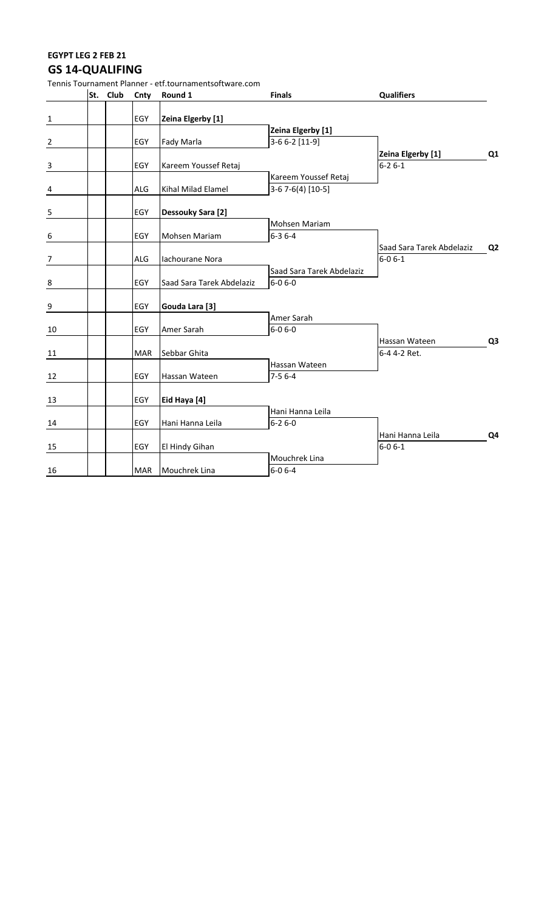**EGYPT LEG 2 FEB 21**

## GS 14-QUALIFING

Tennis Tournament Planner - etf.tournamentsoftware.com

| | St. | Club | Cnty | Round 1 | Finals | Qualifiers | |
|---|---|---|---|---|---|---|---|
| 1 | | | EGY | **Zeina Elgerby [1]** | | | |
| | | | | | **Zeina Elgerby [1]** | | |
| 2 | | | EGY | Fady Marla | 3-6 6-2 [11-9] | | |
| | | | | | | **Zeina Elgerby [1]** | **Q1** |
| 3 | | | EGY | Kareem Youssef Retaj | | 6-2 6-1 | |
| | | | | | Kareem Youssef Retaj | | |
| 4 | | | ALG | Kihal Milad Elamel | 3-6 7-6(4) [10-5] | | |
| 5 | | | EGY | **Dessouky Sara [2]** | | | |
| | | | | | Mohsen Mariam | | |
| 6 | | | EGY | Mohsen Mariam | 6-3 6-4 | | |
| | | | | | | Saad Sara Tarek Abdelaziz | **Q2** |
| 7 | | | ALG | Iachourane Nora | | 6-0 6-1 | |
| | | | | | Saad Sara Tarek Abdelaziz | | |
| 8 | | | EGY | Saad Sara Tarek Abdelaziz | 6-0 6-0 | | |
| 9 | | | EGY | **Gouda Lara [3]** | | | |
| | | | | | Amer Sarah | | |
| 10 | | | EGY | Amer Sarah | 6-0 6-0 | | |
| | | | | | | Hassan Wateen | **Q3** |
| 11 | | | MAR | Sebbar Ghita | | 6-4 4-2 Ret. | |
| | | | | | Hassan Wateen | | |
| 12 | | | EGY | Hassan Wateen | 7-5 6-4 | | |
| 13 | | | EGY | **Eid Haya [4]** | | | |
| | | | | | Hani Hanna Leila | | |
| 14 | | | EGY | Hani Hanna Leila | 6-2 6-0 | | |
| | | | | | | Hani Hanna Leila | **Q4** |
| 15 | | | EGY | El Hindy Gihan | | 6-0 6-1 | |
| | | | | | Mouchrek Lina | | |
| 16 | | | MAR | Mouchrek Lina | 6-0 6-4 | | |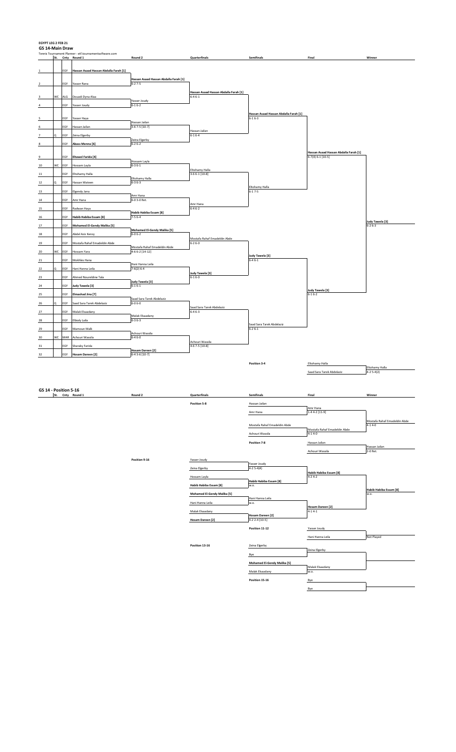**EGYPT LEG 2 FEB 21**

## GS 14-Main Draw

Tennis Tournament Planner - etf.tournamentsoftware.com

| | St. | Cnty | Round 1 | Round 2 | Quarterfinals | Semifinals | Final | Winner |
|---|---|---|---|---|---|---|---|---|
| 1 | | EGY | **Hassan Asaad Hassan Abdalla Farah [1]** | Hassan Asaad Hassan Abdalla Farah [1] 6-2 7-5 | Hassan Asaad Hassan Abdalla Farah [1] 6-4 6-1 | Hassan Asaad Hassan Abdalla Farah [1] 6-1 6-3 | Hassan Asaad Hassan Abdalla Farah [1] 6-7(4) 6-1 [10-5] | Judy Tawela [3] 6-2 6-3 |
| 2 | | EGY | Yasser Rana | | | | | |
| 3 | WC | ALG | Douadi Dyna Alaa | Yasser Joudy 6-1 6-2 | | | | |
| 4 | | EGY | Yasser Joudy | | | | | |
| 5 | | EGY | Yasser Haya | Hassan Jailan 3-6 7-5 [10-7] | Hassan Jailan 6-1 6-4 | | | |
| 6 | | EGY | Hassan Jailan | | | | | |
| 7 | Q | EGY | Zeina Elgerby | Zeina Elgerby 6-2 6-2 | | | | |
| 8 | | EGY | **Abass Menna [6]** | | | | | |
| 9 | | EGY | **Eltawel Farida [4]** | Hossam Layla 6-3 6-1 | Eltohamy Halla 3-6 6-1 [10-8] | Eltohamy Halla 6-1 7-5 | | |
| 10 | WC | EGY | Hossam Layla | | | | | |
| 11 | | EGY | Eltohamy Halla | Eltohamy Halla 6-3 6-3 | | | | |
| 12 | Q | EGY | Hassan Wateen | | | | | |
| 13 | | EGY | Elgendy Jana | Amr Hana 6-0 3-0 Ret. | Amr Hana 6-4 6-2 | | | |
| 14 | | EGY | Amr Hana | | | | | |
| 15 | | EGY | Radwan Haya | Habib Habiba Essam [8] 7-5 6-4 | | | | |
| 16 | | EGY | **Habib Habiba Essam [8]** | | | | | |
| 17 | | EGY | **Mohamed El-Gendy Malika [5]** | Mohamed El-Gendy Malika [5] 6-0 6-2 | Mostafa Rahaf Emadeldin Abde 6-2 6-0 | Judy Tawela [3] 6-4 6-1 | Judy Tawela [3] 6-1 6-2 | |
| 18 | | EGY | Abdel Aziz Kenzy | | | | | |
| 19 | | EGY | Mostafa Rahaf Emadeldin Abde | Mostafa Rahaf Emadeldin Abde 4-6 6-2 [14-12] | | | | |
| 20 | WC | EGY | Hossam Yara | | | | | |
| 21 | | EGY | Mokhles Hana | Hani Hanna Leila 7-6(2) 6-4 | Judy Tawela [3] 6-1 6-0 | | | |
| 22 | Q | EGY | Hani Hanna Leila | | | | | |
| 23 | | EGY | Ahmed Noureldine Tala | Judy Tawela [3] 6-1 6-1 | | | | |
| 24 | | EGY | **Judy Tawela [3]** | | | | | |
| 25 | | EGY | **Elmashad Jina [7]** | Saad Sara Tarek Abdelaziz 6-0 6-0 | Saad Sara Tarek Abdelaziz 6-4 6-3 | Saad Sara Tarek Abdelaziz 6-2 6-1 | | |
| 26 | Q | EGY | Saad Sara Tarek Abdelaziz | | | | | |
| 27 | | EGY | Malak Elsaadany | Malak Elsaadany 6-3 6-3 | | | | |
| 28 | | EGY | Elbialy Laila | | | | | |
| 29 | | EGY | Mamoun Malk | Achouri Wassila 6-4 6-0 | Achouri Wassila 4-6 7-5 [10-8] | | | |
| 30 | WC | MAR | Achouri Wassila | | | | | |
| 31 | | EGY | Sharaky Farida | Hosam Dareen [2] 6-4 3-6 [10-7] | | | | |
| 32 | | EGY | **Hosam Dareen [2]** | | | | | |

**Position 3-4**

| Final | Winner |
|---|---|
| Eltohamy Halla | Eltohamy Halla 4-2 5-4(2) |
| Saad Sara Tarek Abdelaziz | |

## GS 14 - Position 5-16

**Position 5-8**

| Semifinals | Final | Winner |
|---|---|---|
| Hassan Jailan | Amr Hana 1-4 4-2 [11-9] | Mostafa Rahaf Emadeldin Abde 4-1 4-0 |
| Amr Hana | | |
| Mostafa Rahaf Emadeldin Abde | Mostafa Rahaf Emadeldin Abde 4-1 4-0 | |
| Achouri Wassila | | |

**Position 7-8**

| Final | Winner |
|---|---|
| Hassan Jailan | Hassan Jailan 2-0 Ret. |
| Achouri Wassila | |

**Position 9-16**

| Quarterfinals | Semifinals | Final | Winner |
|---|---|---|---|
| Yasser Joudy | Yasser Joudy 4-2 5-4(4) | Habib Habiba Essam [8] 4-2 4-2 | Habib Habiba Essam [8] w.o. |
| Zeina Elgerby | | | |
| Hossam Layla | Habib Habiba Essam [8] w.o. | | |
| **Habib Habiba Essam [8]** | | | |
| **Mohamed El-Gendy Malika [5]** | Hani Hanna Leila w.o. | Hosam Dareen [2] 4-1 4-1 | |
| Hani Hanna Leila | | | |
| Malak Elsaadany | Hosam Dareen [2] 4-2 2-4 [10-5] | | |
| **Hosam Dareen [2]** | | | |

**Position 11-12**

| Final | Winner |
|---|---|
| Yasser Joudy | Not Played |
| Hani Hanna Leila | |

**Position 13-16**

| Semifinals | Final | Winner |
|---|---|---|
| Zeina Elgerby | Zeina Elgerby | |
| Bye | | |
| **Mohamed El-Gendy Malika [5]** | Malak Elsaadany w.o. | |
| Malak Elsaadany | | |

**Position 15-16**

| Final | Winner |
|---|---|
| Bye | |
| Bye | |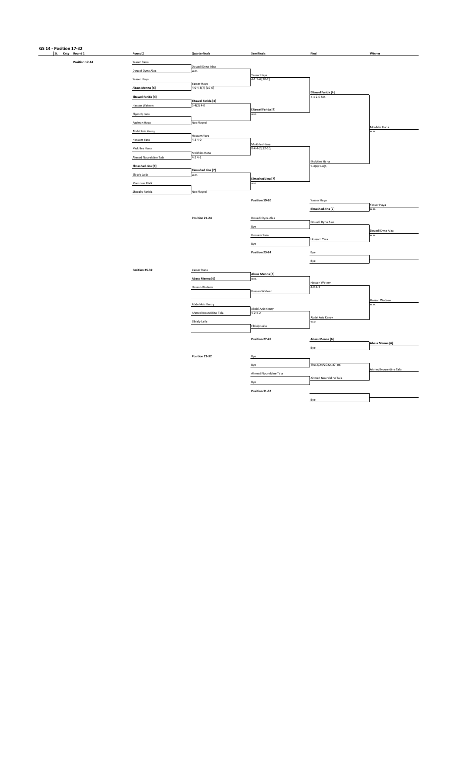## GS 14 - Position 17-32

| St. | Cnty | Round 1 | Round 2 | Quarterfinals | Semifinals | Final | Winner |
|---|---|---|---|---|---|---|---|

### Position 17-24

| Round 2 | Quarterfinals | Semifinals | Final | Winner |
|---|---|---|---|---|
| Yasser Rana | | | | |
| Douadi Dyna Alaa | Douadi Dyna Alaa w.o. | | | |
| Yasser Haya | | Yasser Haya 4-1 1-4 [10-2] | | |
| **Abass Menna [6]** | Yasser Haya 4-0 4-5(7) [10-6] | | | |
| **Eltawel Farida [4]** | | | **Eltawel Farida [4]** 4-1 2-0 Ret. | |
| Hassan Wateen | **Eltawel Farida [4]** 5-4(2) 4-0 | | | |
| Elgendy Jana | | **Eltawel Farida [4]** w.o. | | |
| Radwan Haya | Not Played | | | |
| Abdel Aziz Kenzy | | | | Mokhles Hana w.o. |
| Hossam Yara | Hossam Yara 4-2 4-0 | | | |
| Mokhles Hana | | Mokhles Hana 0-4 4-2 [12-10] | | |
| Ahmed Noureldine Tala | Mokhles Hana 4-2 4-1 | | | |
| **Elmashad Jina [7]** | | | Mokhles Hana 5-4(4) 5-4(4) | |
| Elbialy Laila | **Elmashad Jina [7]** w.o. | | | |
| Mamoun Malk | | **Elmashad Jina [7]** w.o. | | |
| Sharaky Farida | Not Played | | | |

### Position 19-20

| Final | Winner |
|---|---|
| Yasser Haya | Yasser Haya w.o. |
| **Elmashad Jina [7]** | |

### Position 21-24

| Semifinals | Final | Winner |
|---|---|---|
| Douadi Dyna Alaa | Douadi Dyna Alaa | Douadi Dyna Alaa w.o. |
| Bye | | |
| Hossam Yara | Hossam Yara | |
| Bye | | |

### Position 23-24

| Final | Winner |
|---|---|
| Bye | |
| Bye | |

### Position 25-32

| Quarterfinals | Semifinals | Final | Winner |
|---|---|---|---|
| Yasser Rana | **Abass Menna [6]** w.o. | | |
| **Abass Menna [6]** | | Hassan Wateen 4-0 4-1 | |
| Hassan Wateen | Hassan Wateen | | |
| | | | Hassan Wateen w.o. |
| Abdel Aziz Kenzy | Abdel Aziz Kenzy 4-2 4-2 | | |
| Ahmed Noureldine Tala | | Abdel Aziz Kenzy w.o. | |
| Elbialy Laila | Elbialy Laila | | |
| | | | |

### Position 27-28

| Final | Winner |
|---|---|
| **Abass Menna [6]** | **Abass Menna [6]** |
| Bye | |

### Position 29-32

| Semifinals | Final | Winner |
|---|---|---|
| Bye | Thu 2/24/2022, #7, 06 | Ahmed Noureldine Tala |
| Bye | | |
| Ahmed Noureldine Tala | Ahmed Noureldine Tala | |
| Bye | | |

### Position 31-32

| Final | Winner |
|---|---|
| | |
| Bye | |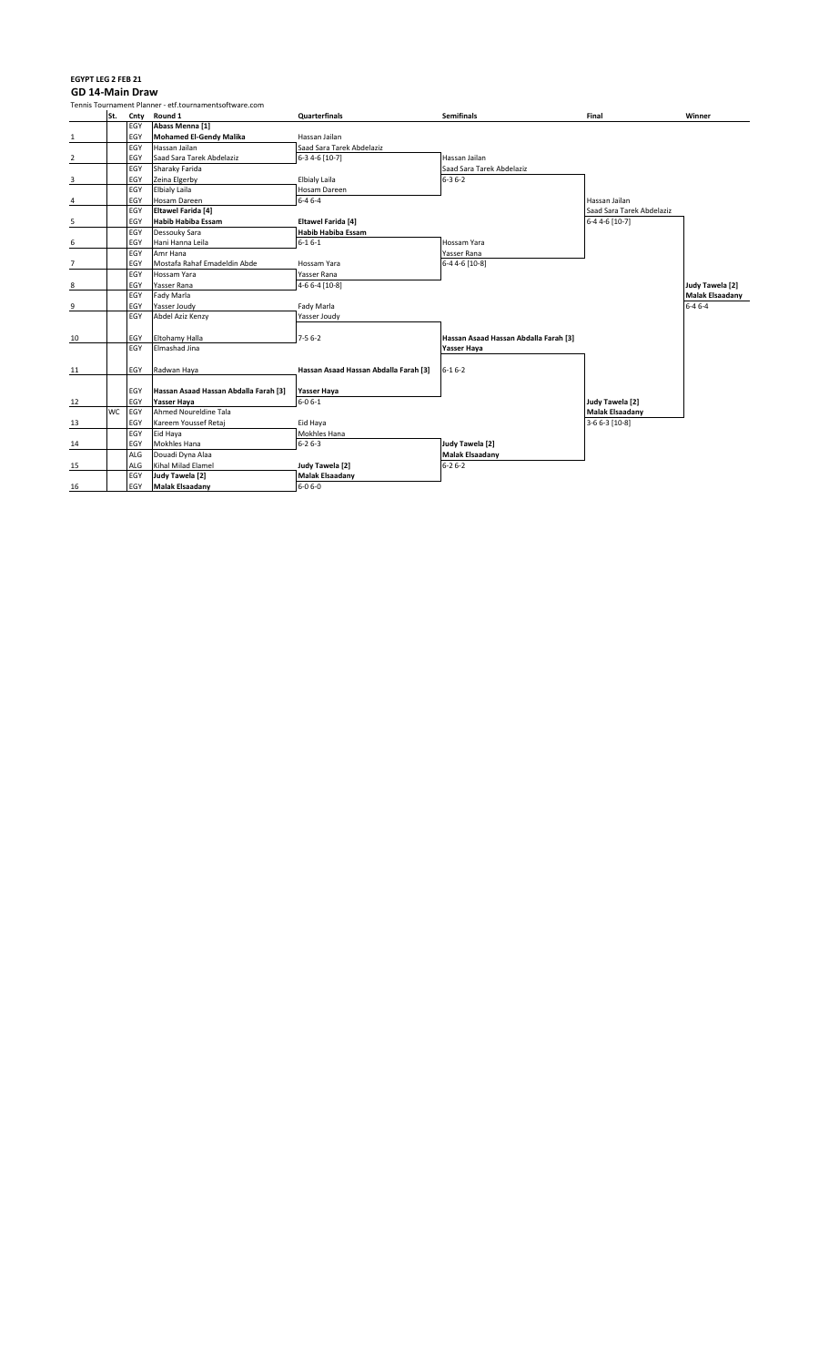**EGYPT LEG 2 FEB 21**

## GD 14-Main Draw

Tennis Tournament Planner - etf.tournamentsoftware.com

| | St. | Cnty | Round 1 | Quarterfinals | Semifinals | Final | Winner |
|---|---|---|---|---|---|---|---|
| | | EGY | **Abass Menna [1]** | | | | |
| 1 | | EGY | **Mohamed El-Gendy Malika** | Hassan Jailan | | | |
| | | EGY | Hassan Jailan | Saad Sara Tarek Abdelaziz | | | |
| 2 | | EGY | Saad Sara Tarek Abdelaziz | 6-3 4-6 [10-7] | Hassan Jailan | | |
| | | EGY | Sharaky Farida | | Saad Sara Tarek Abdelaziz | | |
| 3 | | EGY | Zeina Elgerby | Elbialy Laila | 6-3 6-2 | | |
| | | EGY | Elbialy Laila | Hosam Dareen | | | |
| 4 | | EGY | Hosam Dareen | 6-4 6-4 | | Hassan Jailan | |
| | | EGY | **Eltawel Farida [4]** | | | Saad Sara Tarek Abdelaziz | |
| 5 | | EGY | **Habib Habiba Essam** | **Eltawel Farida [4]** | | 6-4 4-6 [10-7] | |
| | | EGY | Dessouky Sara | **Habib Habiba Essam** | | | |
| 6 | | EGY | Hani Hanna Leila | 6-1 6-1 | Hossam Yara | | |
| | | EGY | Amr Hana | | Yasser Rana | | |
| 7 | | EGY | Mostafa Rahaf Emadeldin Abde | Hossam Yara | 6-4 4-6 [10-8] | | |
| | | EGY | Hossam Yara | Yasser Rana | | | |
| 8 | | EGY | Yasser Rana | 4-6 6-4 [10-8] | | | **Judy Tawela [2]** |
| | | EGY | Fady Marla | | | | **Malak Elsaadany** |
| 9 | | EGY | Yasser Joudy | Fady Marla | | | 6-4 6-4 |
| | | EGY | Abdel Aziz Kenzy | Yasser Joudy | | | |
| 10 | | EGY | Eltohamy Halla | 7-5 6-2 | **Hassan Asaad Hassan Abdalla Farah [3]** | | |
| | | EGY | Elmashad Jina | | **Yasser Haya** | | |
| 11 | | EGY | Radwan Haya | **Hassan Asaad Hassan Abdalla Farah [3]** | 6-1 6-2 | | |
| | | EGY | **Hassan Asaad Hassan Abdalla Farah [3]** | **Yasser Haya** | | | |
| 12 | | EGY | **Yasser Haya** | 6-0 6-1 | | **Judy Tawela [2]** | |
| | WC | EGY | Ahmed Noureldine Tala | | | **Malak Elsaadany** | |
| 13 | | EGY | Kareem Youssef Retaj | Eid Haya | | 3-6 6-3 [10-8] | |
| | | EGY | Eid Haya | Mokhles Hana | | | |
| 14 | | EGY | Mokhles Hana | 6-2 6-3 | **Judy Tawela [2]** | | |
| | | ALG | Douadi Dyna Alaa | | **Malak Elsaadany** | | |
| 15 | | ALG | Kihal Milad Elamel | **Judy Tawela [2]** | 6-2 6-2 | | |
| | | EGY | **Judy Tawela [2]** | **Malak Elsaadany** | | | |
| 16 | | EGY | **Malak Elsaadany** | 6-0 6-0 | | | |